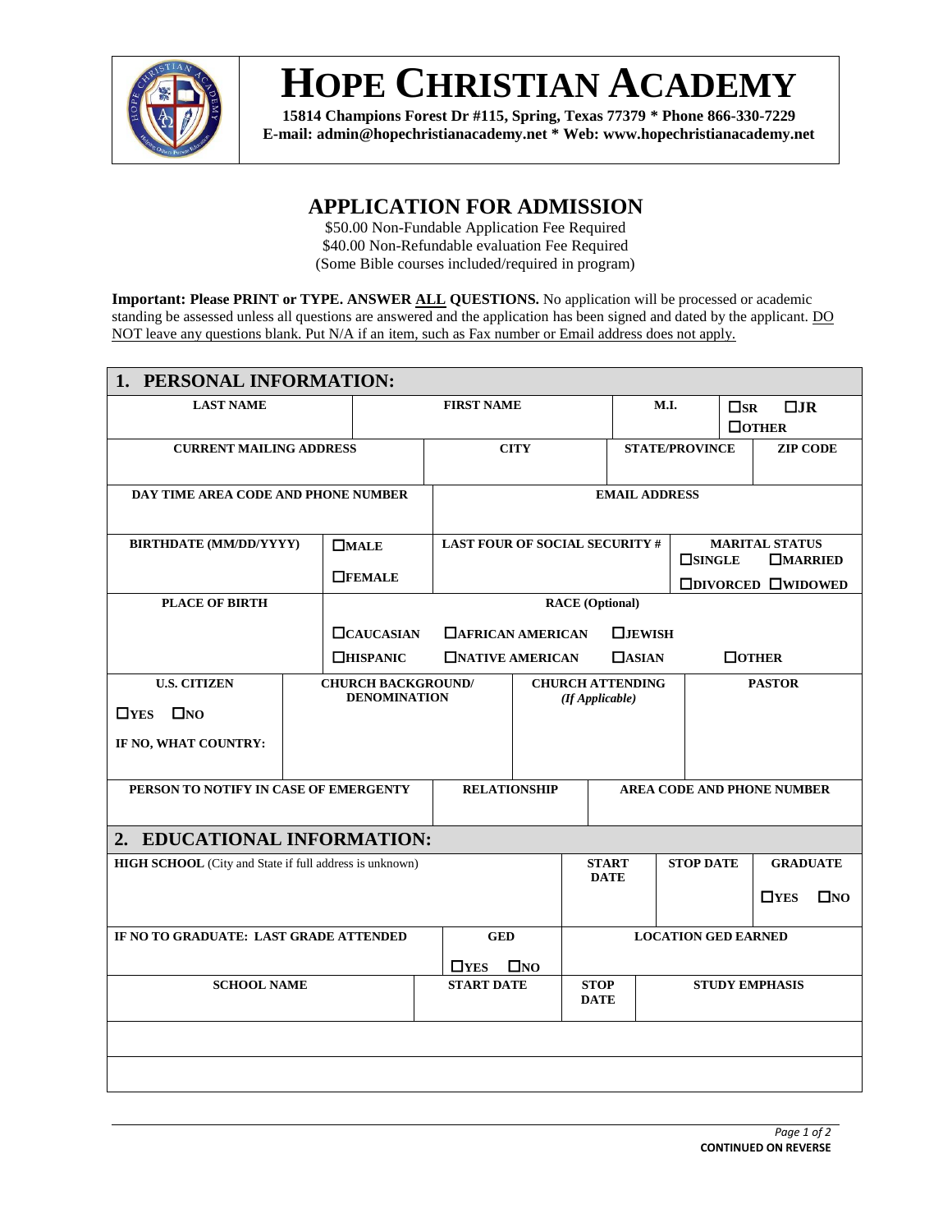# HOPE CHRISTIAN ACADEMY

**15814 Champions Forest Dr #115, Spring, Texas 77379 * Phone 866-330-7229**
**E-mail: admin@hopechristianacademy.net * Web: www.hopechristianacademy.net**

## APPLICATION FOR ADMISSION

$50.00 Non-Fundable Application Fee Required
$40.00 Non-Refundable evaluation Fee Required
(Some Bible courses included/required in program)

**Important: Please PRINT or TYPE. ANSWER ALL QUESTIONS.** No application will be processed or academic standing be assessed unless all questions are answered and the application has been signed and dated by the applicant. DO NOT leave any questions blank. Put N/A if an item, such as Fax number or Email address does not apply.

## 1. PERSONAL INFORMATION:

| LAST NAME | FIRST NAME | M.I. | ☐SR ☐JR ☐OTHER |
|---|---|---|---|
| | | | |

| CURRENT MAILING ADDRESS | CITY | STATE/PROVINCE | ZIP CODE |
|---|---|---|---|
| | | | |

| DAY TIME AREA CODE AND PHONE NUMBER | EMAIL ADDRESS |
|---|---|
| | |

| BIRTHDATE (MM/DD/YYYY) | ☐MALE ☐FEMALE | LAST FOUR OF SOCIAL SECURITY # | MARITAL STATUS ☐SINGLE ☐MARRIED ☐DIVORCED ☐WIDOWED |
|---|---|---|---|
| | | | |

| PLACE OF BIRTH | RACE (Optional) |
|---|---|
| | ☐CAUCASIAN ☐AFRICAN AMERICAN ☐JEWISH ☐HISPANIC ☐NATIVE AMERICAN ☐ASIAN ☐OTHER |

| U.S. CITIZEN | CHURCH BACKGROUND/ DENOMINATION | CHURCH ATTENDING *(If Applicable)* | PASTOR |
|---|---|---|---|
| ☐YES ☐NO<br>IF NO, WHAT COUNTRY: | | | |

| PERSON TO NOTIFY IN CASE OF EMERGENTY | RELATIONSHIP | AREA CODE AND PHONE NUMBER |
|---|---|---|
| | | |

## 2. EDUCATIONAL INFORMATION:

| HIGH SCHOOL (City and State if full address is unknown) | START DATE | STOP DATE | GRADUATE |
|---|---|---|---|
| | | | ☐YES ☐NO |

| IF NO TO GRADUATE: LAST GRADE ATTENDED | GED | LOCATION GED EARNED |
|---|---|---|
| | ☐YES ☐NO | |

| SCHOOL NAME | START DATE | STOP DATE | STUDY EMPHASIS |
|---|---|---|---|
| | | | |
| | | | |
| | | | |

CONTINUED ON REVERSE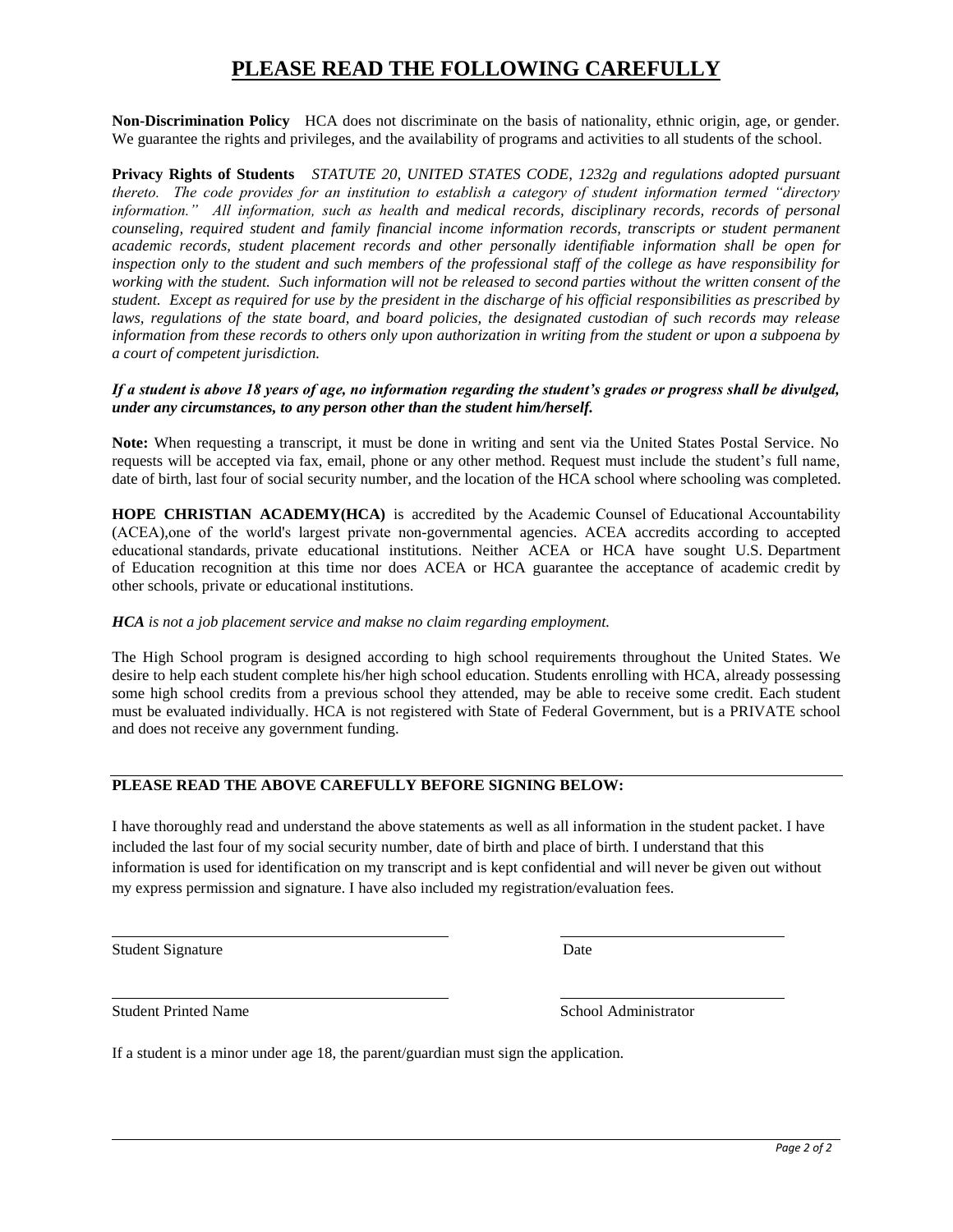# PLEASE READ THE FOLLOWING CAREFULLY

**Non-Discrimination Policy** HCA does not discriminate on the basis of nationality, ethnic origin, age, or gender. We guarantee the rights and privileges, and the availability of programs and activities to all students of the school.

**Privacy Rights of Students** *STATUTE 20, UNITED STATES CODE, 1232g and regulations adopted pursuant thereto. The code provides for an institution to establish a category of student information termed "directory information." All information, such as health and medical records, disciplinary records, records of personal counseling, required student and family financial income information records, transcripts or student permanent academic records, student placement records and other personally identifiable information shall be open for inspection only to the student and such members of the professional staff of the college as have responsibility for working with the student. Such information will not be released to second parties without the written consent of the student. Except as required for use by the president in the discharge of his official responsibilities as prescribed by laws, regulations of the state board, and board policies, the designated custodian of such records may release information from these records to others only upon authorization in writing from the student or upon a subpoena by a court of competent jurisdiction.*

***If a student is above 18 years of age, no information regarding the student's grades or progress shall be divulged, under any circumstances, to any person other than the student him/herself.***

**Note:** When requesting a transcript, it must be done in writing and sent via the United States Postal Service. No requests will be accepted via fax, email, phone or any other method. Request must include the student's full name, date of birth, last four of social security number, and the location of the HCA school where schooling was completed.

**HOPE CHRISTIAN ACADEMY(HCA)** is accredited by the Academic Counsel of Educational Accountability (ACEA),one of the world's largest private non-governmental agencies. ACEA accredits according to accepted educational standards, private educational institutions. Neither ACEA or HCA have sought U.S. Department of Education recognition at this time nor does ACEA or HCA guarantee the acceptance of academic credit by other schools, private or educational institutions.

***HCA*** *is not a job placement service and makse no claim regarding employment.*

The High School program is designed according to high school requirements throughout the United States. We desire to help each student complete his/her high school education. Students enrolling with HCA, already possessing some high school credits from a previous school they attended, may be able to receive some credit. Each student must be evaluated individually. HCA is not registered with State of Federal Government, but is a PRIVATE school and does not receive any government funding.

**PLEASE READ THE ABOVE CAREFULLY BEFORE SIGNING BELOW:**

I have thoroughly read and understand the above statements as well as all information in the student packet. I have included the last four of my social security number, date of birth and place of birth. I understand that this information is used for identification on my transcript and is kept confidential and will never be given out without my express permission and signature. I have also included my registration/evaluation fees.

______________________________ ______________________

Student Signature Date

______________________________ ______________________

Student Printed Name School Administrator

If a student is a minor under age 18, the parent/guardian must sign the application.